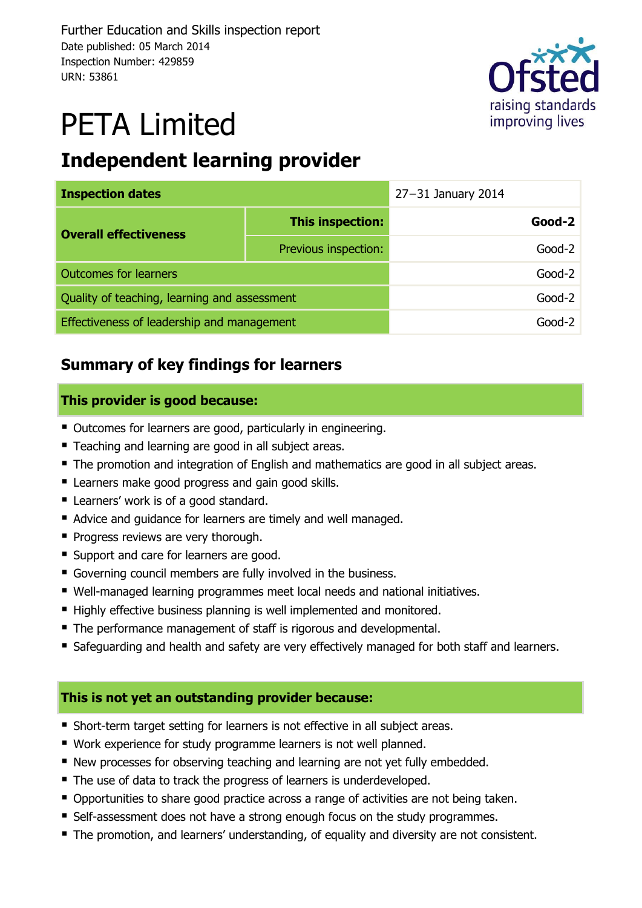Further Education and Skills inspection report
Date published: 05 March 2014
Inspection Number: 429859
URN: 53861

# PETA Limited

## Independent learning provider

| Inspection dates | | 27–31 January 2014 |
|---|---|---|
| Overall effectiveness | **This inspection:** | **Good-2** |
| | Previous inspection: | Good-2 |
| Outcomes for learners | | Good-2 |
| Quality of teaching, learning and assessment | | Good-2 |
| Effectiveness of leadership and management | | Good-2 |

## Summary of key findings for learners

### This provider is good because:

- Outcomes for learners are good, particularly in engineering.
- Teaching and learning are good in all subject areas.
- The promotion and integration of English and mathematics are good in all subject areas.
- Learners make good progress and gain good skills.
- Learners' work is of a good standard.
- Advice and guidance for learners are timely and well managed.
- Progress reviews are very thorough.
- Support and care for learners are good.
- Governing council members are fully involved in the business.
- Well-managed learning programmes meet local needs and national initiatives.
- Highly effective business planning is well implemented and monitored.
- The performance management of staff is rigorous and developmental.
- Safeguarding and health and safety are very effectively managed for both staff and learners.

### This is not yet an outstanding provider because:

- Short-term target setting for learners is not effective in all subject areas.
- Work experience for study programme learners is not well planned.
- New processes for observing teaching and learning are not yet fully embedded.
- The use of data to track the progress of learners is underdeveloped.
- Opportunities to share good practice across a range of activities are not being taken.
- Self-assessment does not have a strong enough focus on the study programmes.
- The promotion, and learners' understanding, of equality and diversity are not consistent.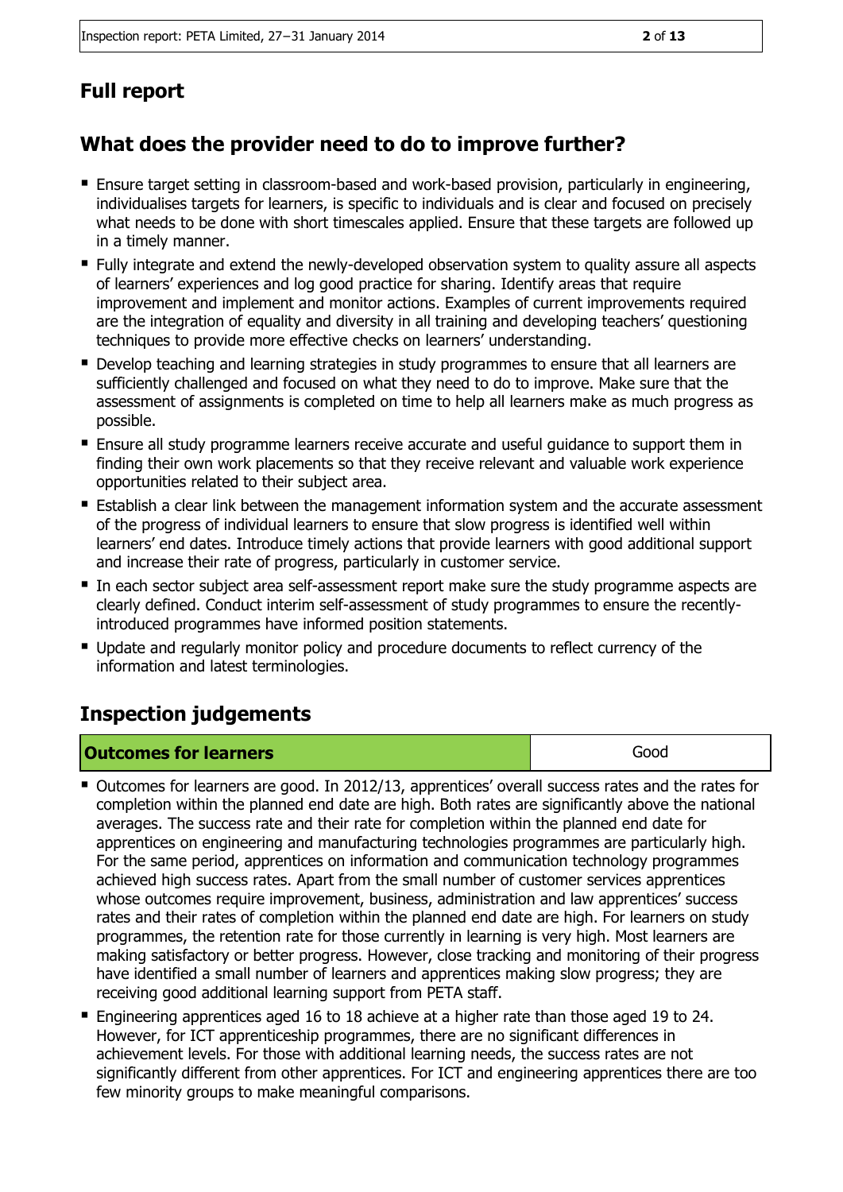## Full report

## What does the provider need to do to improve further?

- Ensure target setting in classroom-based and work-based provision, particularly in engineering, individualises targets for learners, is specific to individuals and is clear and focused on precisely what needs to be done with short timescales applied. Ensure that these targets are followed up in a timely manner.
- Fully integrate and extend the newly-developed observation system to quality assure all aspects of learners' experiences and log good practice for sharing. Identify areas that require improvement and implement and monitor actions. Examples of current improvements required are the integration of equality and diversity in all training and developing teachers' questioning techniques to provide more effective checks on learners' understanding.
- Develop teaching and learning strategies in study programmes to ensure that all learners are sufficiently challenged and focused on what they need to do to improve. Make sure that the assessment of assignments is completed on time to help all learners make as much progress as possible.
- Ensure all study programme learners receive accurate and useful guidance to support them in finding their own work placements so that they receive relevant and valuable work experience opportunities related to their subject area.
- Establish a clear link between the management information system and the accurate assessment of the progress of individual learners to ensure that slow progress is identified well within learners' end dates. Introduce timely actions that provide learners with good additional support and increase their rate of progress, particularly in customer service.
- In each sector subject area self-assessment report make sure the study programme aspects are clearly defined. Conduct interim self-assessment of study programmes to ensure the recently-introduced programmes have informed position statements.
- Update and regularly monitor policy and procedure documents to reflect currency of the information and latest terminologies.

## Inspection judgements

| **Outcomes for learners** | Good |
|---|---|

- Outcomes for learners are good. In 2012/13, apprentices' overall success rates and the rates for completion within the planned end date are high. Both rates are significantly above the national averages. The success rate and their rate for completion within the planned end date for apprentices on engineering and manufacturing technologies programmes are particularly high. For the same period, apprentices on information and communication technology programmes achieved high success rates. Apart from the small number of customer services apprentices whose outcomes require improvement, business, administration and law apprentices' success rates and their rates of completion within the planned end date are high. For learners on study programmes, the retention rate for those currently in learning is very high. Most learners are making satisfactory or better progress. However, close tracking and monitoring of their progress have identified a small number of learners and apprentices making slow progress; they are receiving good additional learning support from PETA staff.
- Engineering apprentices aged 16 to 18 achieve at a higher rate than those aged 19 to 24. However, for ICT apprenticeship programmes, there are no significant differences in achievement levels. For those with additional learning needs, the success rates are not significantly different from other apprentices. For ICT and engineering apprentices there are too few minority groups to make meaningful comparisons.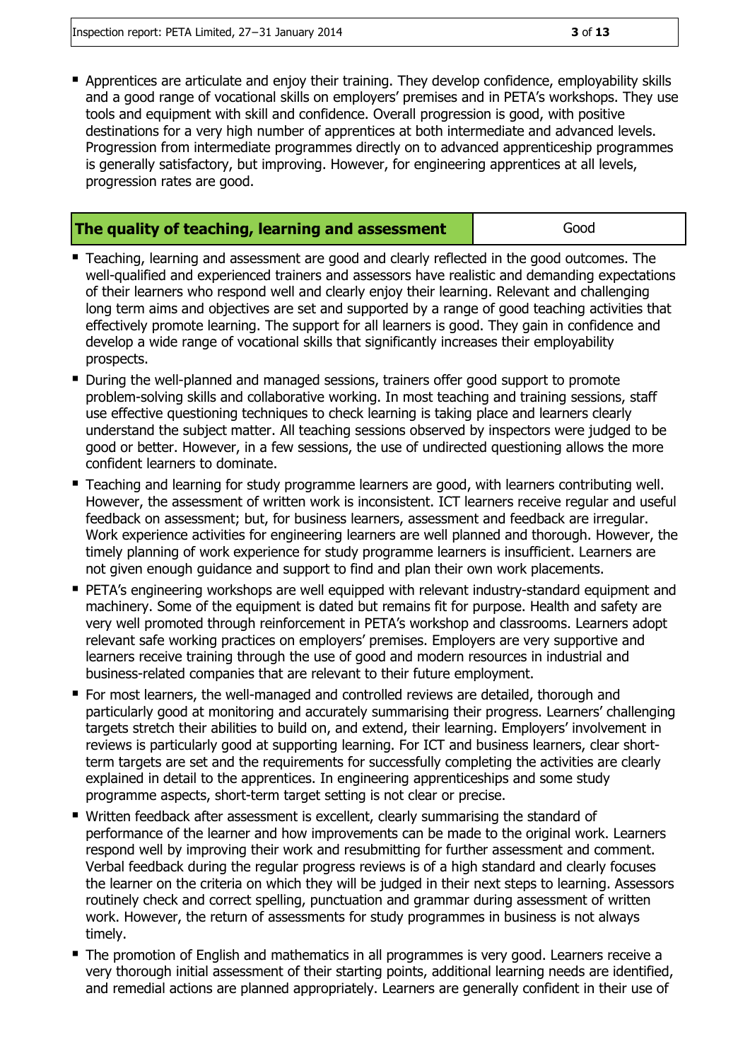- Apprentices are articulate and enjoy their training. They develop confidence, employability skills and a good range of vocational skills on employers' premises and in PETA's workshops. They use tools and equipment with skill and confidence. Overall progression is good, with positive destinations for a very high number of apprentices at both intermediate and advanced levels. Progression from intermediate programmes directly on to advanced apprenticeship programmes is generally satisfactory, but improving. However, for engineering apprentices at all levels, progression rates are good.

| **The quality of teaching, learning and assessment** | Good |
|---|---|

- Teaching, learning and assessment are good and clearly reflected in the good outcomes. The well-qualified and experienced trainers and assessors have realistic and demanding expectations of their learners who respond well and clearly enjoy their learning. Relevant and challenging long term aims and objectives are set and supported by a range of good teaching activities that effectively promote learning. The support for all learners is good. They gain in confidence and develop a wide range of vocational skills that significantly increases their employability prospects.
- During the well-planned and managed sessions, trainers offer good support to promote problem-solving skills and collaborative working. In most teaching and training sessions, staff use effective questioning techniques to check learning is taking place and learners clearly understand the subject matter. All teaching sessions observed by inspectors were judged to be good or better. However, in a few sessions, the use of undirected questioning allows the more confident learners to dominate.
- Teaching and learning for study programme learners are good, with learners contributing well. However, the assessment of written work is inconsistent. ICT learners receive regular and useful feedback on assessment; but, for business learners, assessment and feedback are irregular. Work experience activities for engineering learners are well planned and thorough. However, the timely planning of work experience for study programme learners is insufficient. Learners are not given enough guidance and support to find and plan their own work placements.
- PETA's engineering workshops are well equipped with relevant industry-standard equipment and machinery. Some of the equipment is dated but remains fit for purpose. Health and safety are very well promoted through reinforcement in PETA's workshop and classrooms. Learners adopt relevant safe working practices on employers' premises. Employers are very supportive and learners receive training through the use of good and modern resources in industrial and business-related companies that are relevant to their future employment.
- For most learners, the well-managed and controlled reviews are detailed, thorough and particularly good at monitoring and accurately summarising their progress. Learners' challenging targets stretch their abilities to build on, and extend, their learning. Employers' involvement in reviews is particularly good at supporting learning. For ICT and business learners, clear short-term targets are set and the requirements for successfully completing the activities are clearly explained in detail to the apprentices. In engineering apprenticeships and some study programme aspects, short-term target setting is not clear or precise.
- Written feedback after assessment is excellent, clearly summarising the standard of performance of the learner and how improvements can be made to the original work. Learners respond well by improving their work and resubmitting for further assessment and comment. Verbal feedback during the regular progress reviews is of a high standard and clearly focuses the learner on the criteria on which they will be judged in their next steps to learning. Assessors routinely check and correct spelling, punctuation and grammar during assessment of written work. However, the return of assessments for study programmes in business is not always timely.
- The promotion of English and mathematics in all programmes is very good. Learners receive a very thorough initial assessment of their starting points, additional learning needs are identified, and remedial actions are planned appropriately. Learners are generally confident in their use of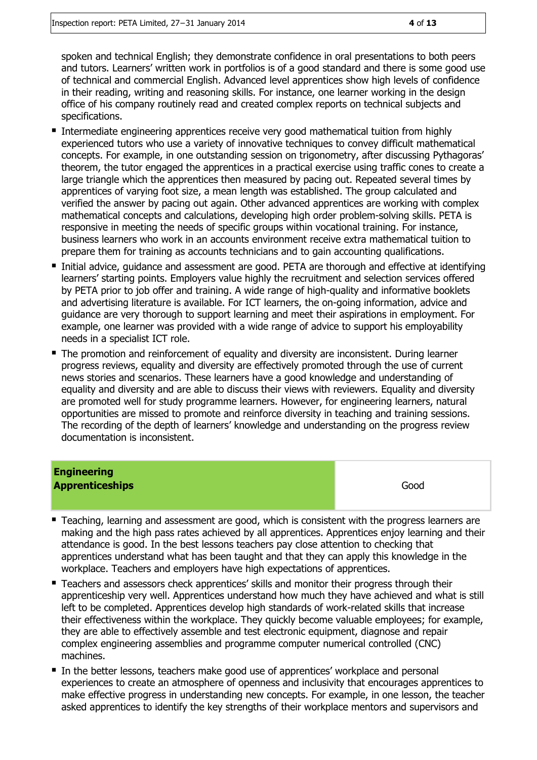spoken and technical English; they demonstrate confidence in oral presentations to both peers and tutors. Learners' written work in portfolios is of a good standard and there is some good use of technical and commercial English. Advanced level apprentices show high levels of confidence in their reading, writing and reasoning skills. For instance, one learner working in the design office of his company routinely read and created complex reports on technical subjects and specifications.

- Intermediate engineering apprentices receive very good mathematical tuition from highly experienced tutors who use a variety of innovative techniques to convey difficult mathematical concepts. For example, in one outstanding session on trigonometry, after discussing Pythagoras' theorem, the tutor engaged the apprentices in a practical exercise using traffic cones to create a large triangle which the apprentices then measured by pacing out. Repeated several times by apprentices of varying foot size, a mean length was established. The group calculated and verified the answer by pacing out again. Other advanced apprentices are working with complex mathematical concepts and calculations, developing high order problem-solving skills. PETA is responsive in meeting the needs of specific groups within vocational training. For instance, business learners who work in an accounts environment receive extra mathematical tuition to prepare them for training as accounts technicians and to gain accounting qualifications.
- Initial advice, guidance and assessment are good. PETA are thorough and effective at identifying learners' starting points. Employers value highly the recruitment and selection services offered by PETA prior to job offer and training. A wide range of high-quality and informative booklets and advertising literature is available. For ICT learners, the on-going information, advice and guidance are very thorough to support learning and meet their aspirations in employment. For example, one learner was provided with a wide range of advice to support his employability needs in a specialist ICT role.
- The promotion and reinforcement of equality and diversity are inconsistent. During learner progress reviews, equality and diversity are effectively promoted through the use of current news stories and scenarios. These learners have a good knowledge and understanding of equality and diversity and are able to discuss their views with reviewers. Equality and diversity are promoted well for study programme learners. However, for engineering learners, natural opportunities are missed to promote and reinforce diversity in teaching and training sessions. The recording of the depth of learners' knowledge and understanding on the progress review documentation is inconsistent.

| **Engineering Apprenticeships** | Good |
|---|---|

- Teaching, learning and assessment are good, which is consistent with the progress learners are making and the high pass rates achieved by all apprentices. Apprentices enjoy learning and their attendance is good. In the best lessons teachers pay close attention to checking that apprentices understand what has been taught and that they can apply this knowledge in the workplace. Teachers and employers have high expectations of apprentices.
- Teachers and assessors check apprentices' skills and monitor their progress through their apprenticeship very well. Apprentices understand how much they have achieved and what is still left to be completed. Apprentices develop high standards of work-related skills that increase their effectiveness within the workplace. They quickly become valuable employees; for example, they are able to effectively assemble and test electronic equipment, diagnose and repair complex engineering assemblies and programme computer numerical controlled (CNC) machines.
- In the better lessons, teachers make good use of apprentices' workplace and personal experiences to create an atmosphere of openness and inclusivity that encourages apprentices to make effective progress in understanding new concepts. For example, in one lesson, the teacher asked apprentices to identify the key strengths of their workplace mentors and supervisors and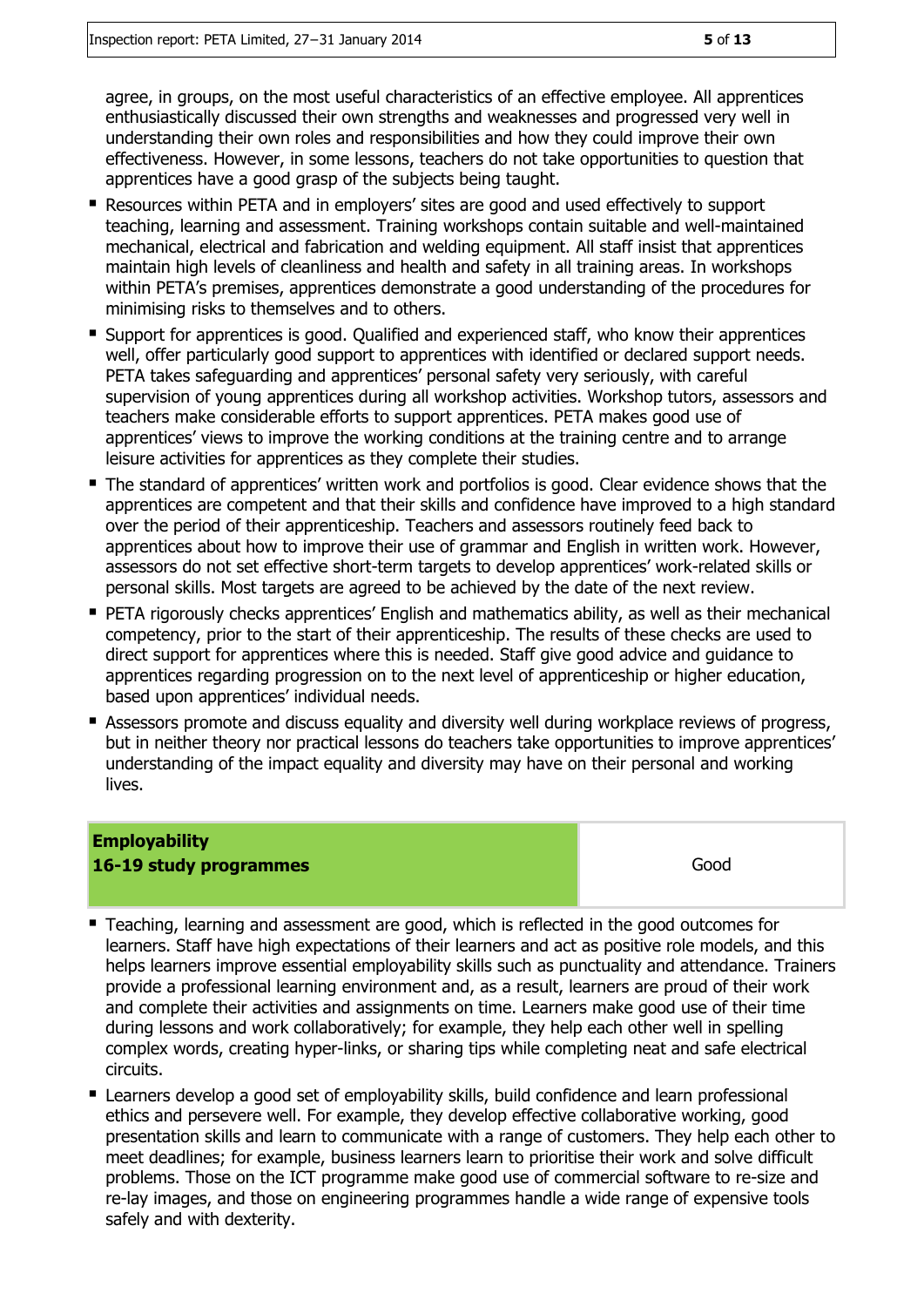agree, in groups, on the most useful characteristics of an effective employee. All apprentices enthusiastically discussed their own strengths and weaknesses and progressed very well in understanding their own roles and responsibilities and how they could improve their own effectiveness. However, in some lessons, teachers do not take opportunities to question that apprentices have a good grasp of the subjects being taught.

- Resources within PETA and in employers' sites are good and used effectively to support teaching, learning and assessment. Training workshops contain suitable and well-maintained mechanical, electrical and fabrication and welding equipment. All staff insist that apprentices maintain high levels of cleanliness and health and safety in all training areas. In workshops within PETA's premises, apprentices demonstrate a good understanding of the procedures for minimising risks to themselves and to others.
- Support for apprentices is good. Qualified and experienced staff, who know their apprentices well, offer particularly good support to apprentices with identified or declared support needs. PETA takes safeguarding and apprentices' personal safety very seriously, with careful supervision of young apprentices during all workshop activities. Workshop tutors, assessors and teachers make considerable efforts to support apprentices. PETA makes good use of apprentices' views to improve the working conditions at the training centre and to arrange leisure activities for apprentices as they complete their studies.
- The standard of apprentices' written work and portfolios is good. Clear evidence shows that the apprentices are competent and that their skills and confidence have improved to a high standard over the period of their apprenticeship. Teachers and assessors routinely feed back to apprentices about how to improve their use of grammar and English in written work. However, assessors do not set effective short-term targets to develop apprentices' work-related skills or personal skills. Most targets are agreed to be achieved by the date of the next review.
- PETA rigorously checks apprentices' English and mathematics ability, as well as their mechanical competency, prior to the start of their apprenticeship. The results of these checks are used to direct support for apprentices where this is needed. Staff give good advice and guidance to apprentices regarding progression on to the next level of apprenticeship or higher education, based upon apprentices' individual needs.
- Assessors promote and discuss equality and diversity well during workplace reviews of progress, but in neither theory nor practical lessons do teachers take opportunities to improve apprentices' understanding of the impact equality and diversity may have on their personal and working lives.

| **Employability**<br>**16-19 study programmes** | Good |
|---|---|

- Teaching, learning and assessment are good, which is reflected in the good outcomes for learners. Staff have high expectations of their learners and act as positive role models, and this helps learners improve essential employability skills such as punctuality and attendance. Trainers provide a professional learning environment and, as a result, learners are proud of their work and complete their activities and assignments on time. Learners make good use of their time during lessons and work collaboratively; for example, they help each other well in spelling complex words, creating hyper-links, or sharing tips while completing neat and safe electrical circuits.
- Learners develop a good set of employability skills, build confidence and learn professional ethics and persevere well. For example, they develop effective collaborative working, good presentation skills and learn to communicate with a range of customers. They help each other to meet deadlines; for example, business learners learn to prioritise their work and solve difficult problems. Those on the ICT programme make good use of commercial software to re-size and re-lay images, and those on engineering programmes handle a wide range of expensive tools safely and with dexterity.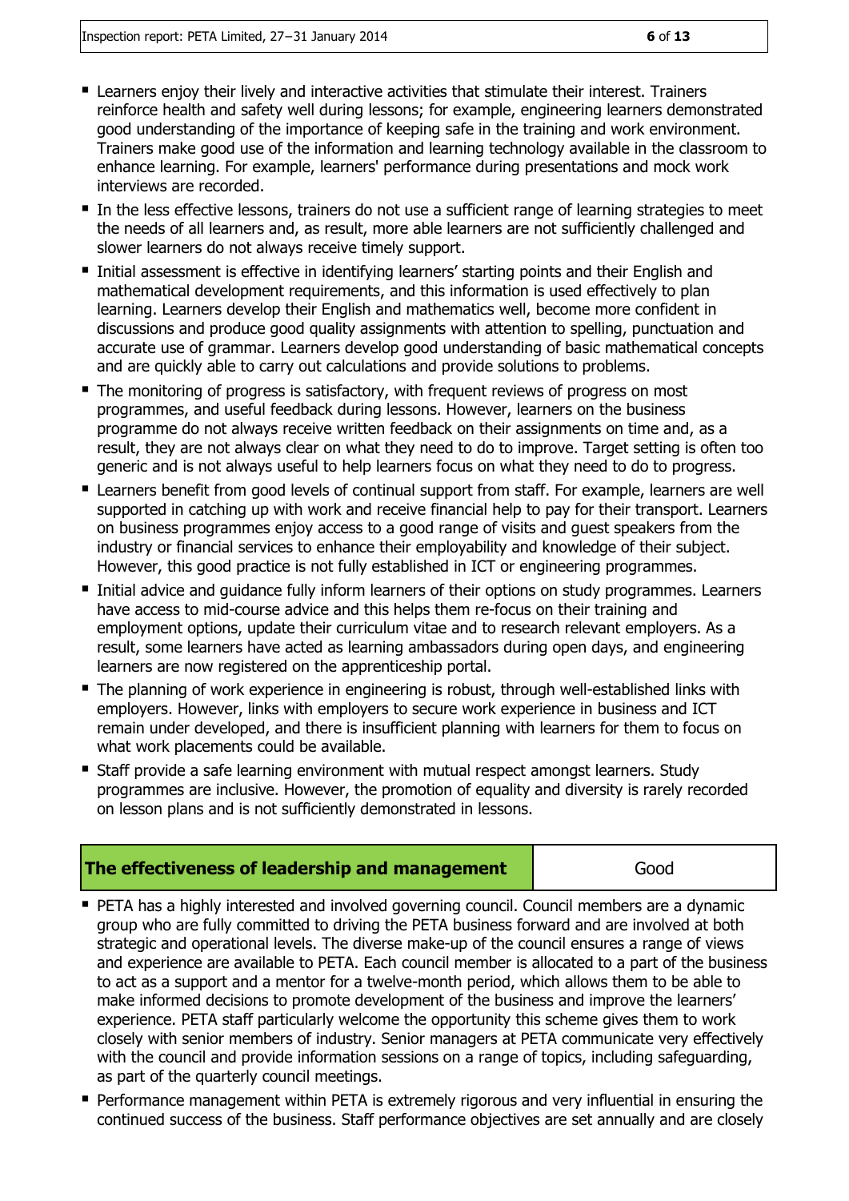- Learners enjoy their lively and interactive activities that stimulate their interest. Trainers reinforce health and safety well during lessons; for example, engineering learners demonstrated good understanding of the importance of keeping safe in the training and work environment. Trainers make good use of the information and learning technology available in the classroom to enhance learning. For example, learners' performance during presentations and mock work interviews are recorded.
- In the less effective lessons, trainers do not use a sufficient range of learning strategies to meet the needs of all learners and, as result, more able learners are not sufficiently challenged and slower learners do not always receive timely support.
- Initial assessment is effective in identifying learners' starting points and their English and mathematical development requirements, and this information is used effectively to plan learning. Learners develop their English and mathematics well, become more confident in discussions and produce good quality assignments with attention to spelling, punctuation and accurate use of grammar. Learners develop good understanding of basic mathematical concepts and are quickly able to carry out calculations and provide solutions to problems.
- The monitoring of progress is satisfactory, with frequent reviews of progress on most programmes, and useful feedback during lessons. However, learners on the business programme do not always receive written feedback on their assignments on time and, as a result, they are not always clear on what they need to do to improve. Target setting is often too generic and is not always useful to help learners focus on what they need to do to progress.
- Learners benefit from good levels of continual support from staff. For example, learners are well supported in catching up with work and receive financial help to pay for their transport. Learners on business programmes enjoy access to a good range of visits and guest speakers from the industry or financial services to enhance their employability and knowledge of their subject. However, this good practice is not fully established in ICT or engineering programmes.
- Initial advice and guidance fully inform learners of their options on study programmes. Learners have access to mid-course advice and this helps them re-focus on their training and employment options, update their curriculum vitae and to research relevant employers. As a result, some learners have acted as learning ambassadors during open days, and engineering learners are now registered on the apprenticeship portal.
- The planning of work experience in engineering is robust, through well-established links with employers. However, links with employers to secure work experience in business and ICT remain under developed, and there is insufficient planning with learners for them to focus on what work placements could be available.
- Staff provide a safe learning environment with mutual respect amongst learners. Study programmes are inclusive. However, the promotion of equality and diversity is rarely recorded on lesson plans and is not sufficiently demonstrated in lessons.

| **The effectiveness of leadership and management** | Good |
|---|---|

- PETA has a highly interested and involved governing council. Council members are a dynamic group who are fully committed to driving the PETA business forward and are involved at both strategic and operational levels. The diverse make-up of the council ensures a range of views and experience are available to PETA. Each council member is allocated to a part of the business to act as a support and a mentor for a twelve-month period, which allows them to be able to make informed decisions to promote development of the business and improve the learners' experience. PETA staff particularly welcome the opportunity this scheme gives them to work closely with senior members of industry. Senior managers at PETA communicate very effectively with the council and provide information sessions on a range of topics, including safeguarding, as part of the quarterly council meetings.
- Performance management within PETA is extremely rigorous and very influential in ensuring the continued success of the business. Staff performance objectives are set annually and are closely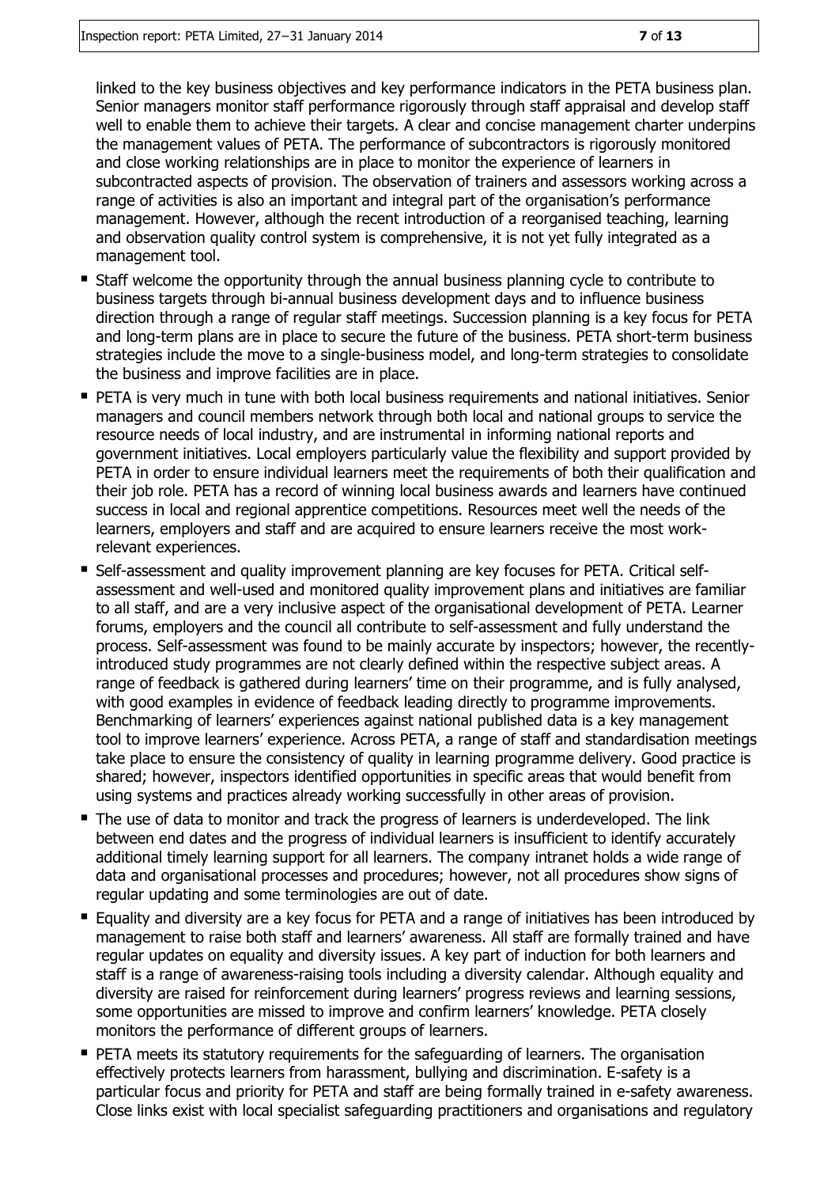linked to the key business objectives and key performance indicators in the PETA business plan. Senior managers monitor staff performance rigorously through staff appraisal and develop staff well to enable them to achieve their targets. A clear and concise management charter underpins the management values of PETA. The performance of subcontractors is rigorously monitored and close working relationships are in place to monitor the experience of learners in subcontracted aspects of provision. The observation of trainers and assessors working across a range of activities is also an important and integral part of the organisation's performance management. However, although the recent introduction of a reorganised teaching, learning and observation quality control system is comprehensive, it is not yet fully integrated as a management tool.

- Staff welcome the opportunity through the annual business planning cycle to contribute to business targets through bi-annual business development days and to influence business direction through a range of regular staff meetings. Succession planning is a key focus for PETA and long-term plans are in place to secure the future of the business. PETA short-term business strategies include the move to a single-business model, and long-term strategies to consolidate the business and improve facilities are in place.
- PETA is very much in tune with both local business requirements and national initiatives. Senior managers and council members network through both local and national groups to service the resource needs of local industry, and are instrumental in informing national reports and government initiatives. Local employers particularly value the flexibility and support provided by PETA in order to ensure individual learners meet the requirements of both their qualification and their job role. PETA has a record of winning local business awards and learners have continued success in local and regional apprentice competitions. Resources meet well the needs of the learners, employers and staff and are acquired to ensure learners receive the most work-relevant experiences.
- Self-assessment and quality improvement planning are key focuses for PETA. Critical self-assessment and well-used and monitored quality improvement plans and initiatives are familiar to all staff, and are a very inclusive aspect of the organisational development of PETA. Learner forums, employers and the council all contribute to self-assessment and fully understand the process. Self-assessment was found to be mainly accurate by inspectors; however, the recently-introduced study programmes are not clearly defined within the respective subject areas. A range of feedback is gathered during learners' time on their programme, and is fully analysed, with good examples in evidence of feedback leading directly to programme improvements. Benchmarking of learners' experiences against national published data is a key management tool to improve learners' experience. Across PETA, a range of staff and standardisation meetings take place to ensure the consistency of quality in learning programme delivery. Good practice is shared; however, inspectors identified opportunities in specific areas that would benefit from using systems and practices already working successfully in other areas of provision.
- The use of data to monitor and track the progress of learners is underdeveloped. The link between end dates and the progress of individual learners is insufficient to identify accurately additional timely learning support for all learners. The company intranet holds a wide range of data and organisational processes and procedures; however, not all procedures show signs of regular updating and some terminologies are out of date.
- Equality and diversity are a key focus for PETA and a range of initiatives has been introduced by management to raise both staff and learners' awareness. All staff are formally trained and have regular updates on equality and diversity issues. A key part of induction for both learners and staff is a range of awareness-raising tools including a diversity calendar. Although equality and diversity are raised for reinforcement during learners' progress reviews and learning sessions, some opportunities are missed to improve and confirm learners' knowledge. PETA closely monitors the performance of different groups of learners.
- PETA meets its statutory requirements for the safeguarding of learners. The organisation effectively protects learners from harassment, bullying and discrimination. E-safety is a particular focus and priority for PETA and staff are being formally trained in e-safety awareness. Close links exist with local specialist safeguarding practitioners and organisations and regulatory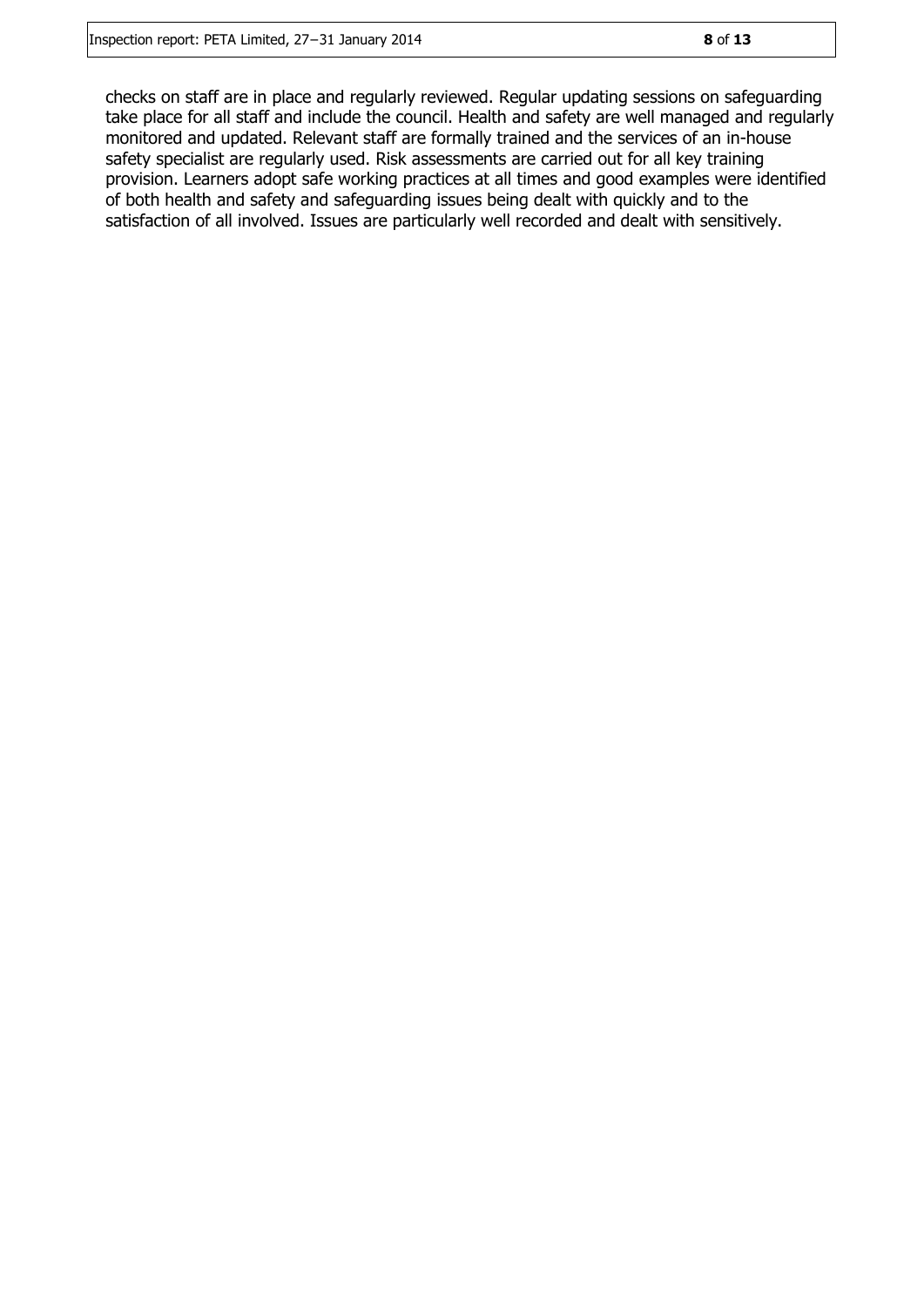checks on staff are in place and regularly reviewed. Regular updating sessions on safeguarding take place for all staff and include the council. Health and safety are well managed and regularly monitored and updated. Relevant staff are formally trained and the services of an in-house safety specialist are regularly used. Risk assessments are carried out for all key training provision. Learners adopt safe working practices at all times and good examples were identified of both health and safety and safeguarding issues being dealt with quickly and to the satisfaction of all involved. Issues are particularly well recorded and dealt with sensitively.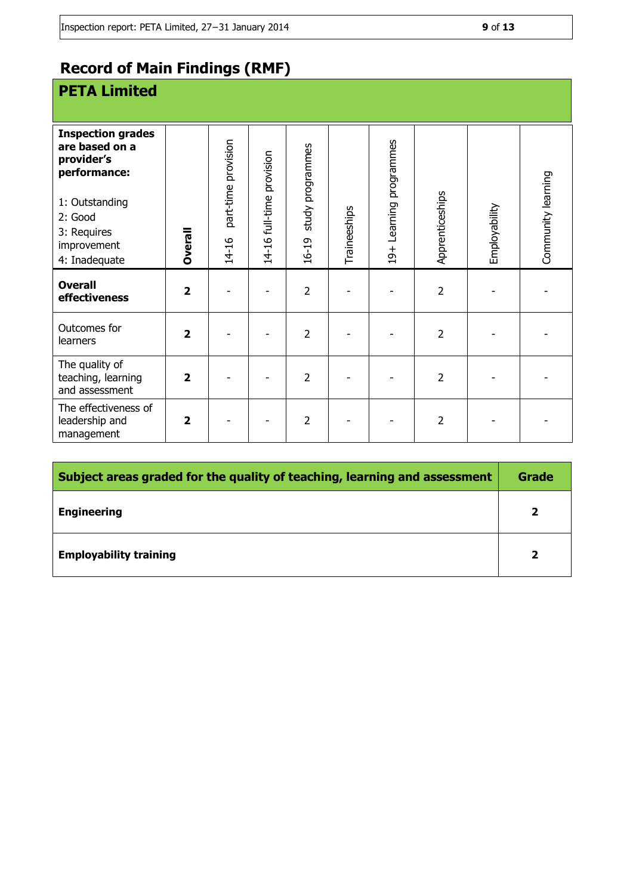# Record of Main Findings (RMF)

## PETA Limited

| **Inspection grades are based on a provider's performance:**<br><br>1: Outstanding<br>2: Good<br>3: Requires improvement<br>4: Inadequate | **Overall** | 14-16 part-time provision | 14-16 full-time provision | 16-19 study programmes | Traineeships | 19+ Learning programmes | Apprenticeships | Employability | Community learning |
|---|---|---|---|---|---|---|---|---|---|
| **Overall effectiveness** | **2** | - | - | 2 | - | - | 2 | - | - |
| Outcomes for learners | **2** | - | - | 2 | - | - | 2 | - | - |
| The quality of teaching, learning and assessment | **2** | - | - | 2 | - | - | 2 | - | - |
| The effectiveness of leadership and management | **2** | - | - | 2 | - | - | 2 | - | - |

| **Subject areas graded for the quality of teaching, learning and assessment** | **Grade** |
|---|---|
| **Engineering** | **2** |
| **Employability training** | **2** |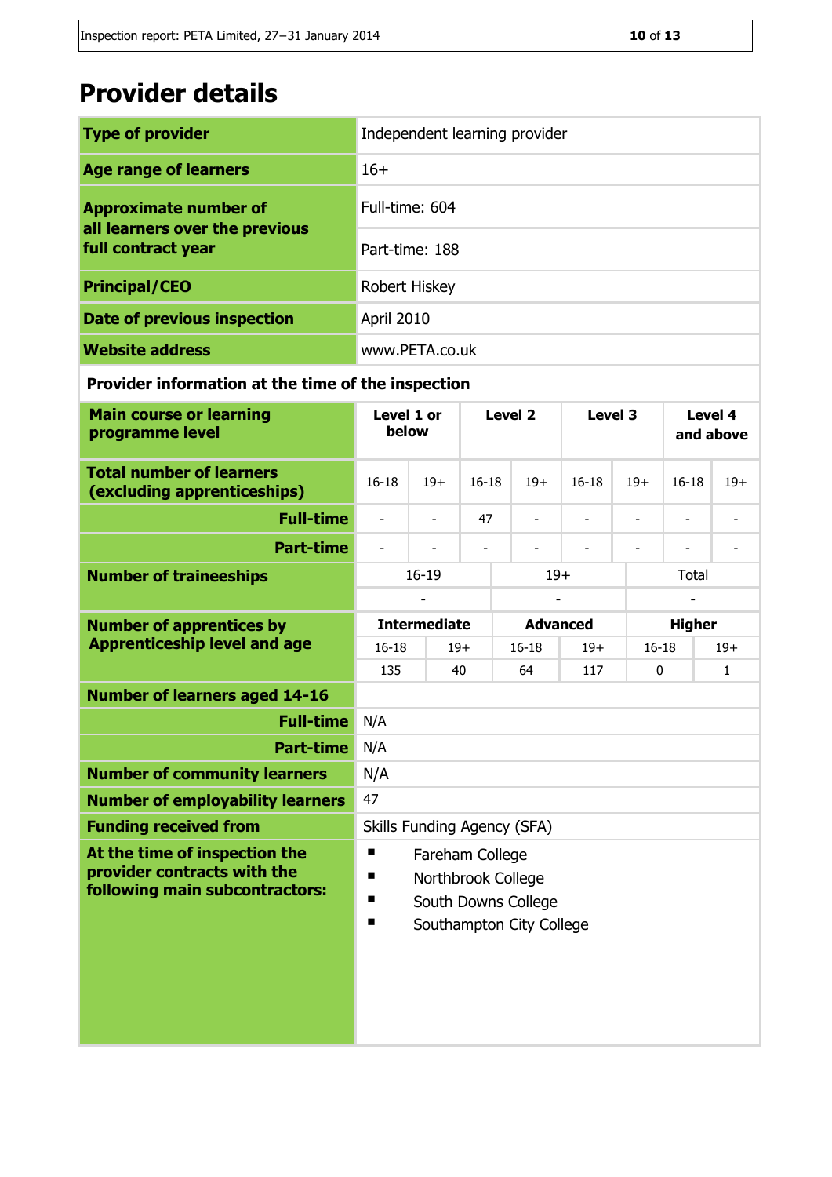# Provider details

| | |
|---|---|
| **Type of provider** | Independent learning provider |
| **Age range of learners** | 16+ |
| **Approximate number of all learners over the previous full contract year** | Full-time: 604 |
| | Part-time: 188 |
| **Principal/CEO** | Robert Hiskey |
| **Date of previous inspection** | April 2010 |
| **Website address** | www.PETA.co.uk |

**Provider information at the time of the inspection**

| **Main course or learning programme level** | **Level 1 or below** | | **Level 2** | | **Level 3** | | **Level 4 and above** | |
|---|---|---|---|---|---|---|---|---|
| **Total number of learners (excluding apprenticeships)** | 16-18 | 19+ | 16-18 | 19+ | 16-18 | 19+ | 16-18 | 19+ |
| **Full-time** | - | - | 47 | - | - | - | - | - |
| **Part-time** | - | - | - | - | - | - | - | - |

| **Number of traineeships** | 16-19 | 19+ | Total |
|---|---|---|---|
| | - | - | - |

| **Number of apprentices by Apprenticeship level and age** | **Intermediate** | | **Advanced** | | **Higher** | |
|---|---|---|---|---|---|---|
| | 16-18 | 19+ | 16-18 | 19+ | 16-18 | 19+ |
| | 135 | 40 | 64 | 117 | 0 | 1 |

| | |
|---|---|
| **Number of learners aged 14-16** | |
| **Full-time** | N/A |
| **Part-time** | N/A |
| **Number of community learners** | N/A |
| **Number of employability learners** | 47 |
| **Funding received from** | Skills Funding Agency (SFA) |
| **At the time of inspection the provider contracts with the following main subcontractors:** | ▪ Fareham College<br>▪ Northbrook College<br>▪ South Downs College<br>▪ Southampton City College |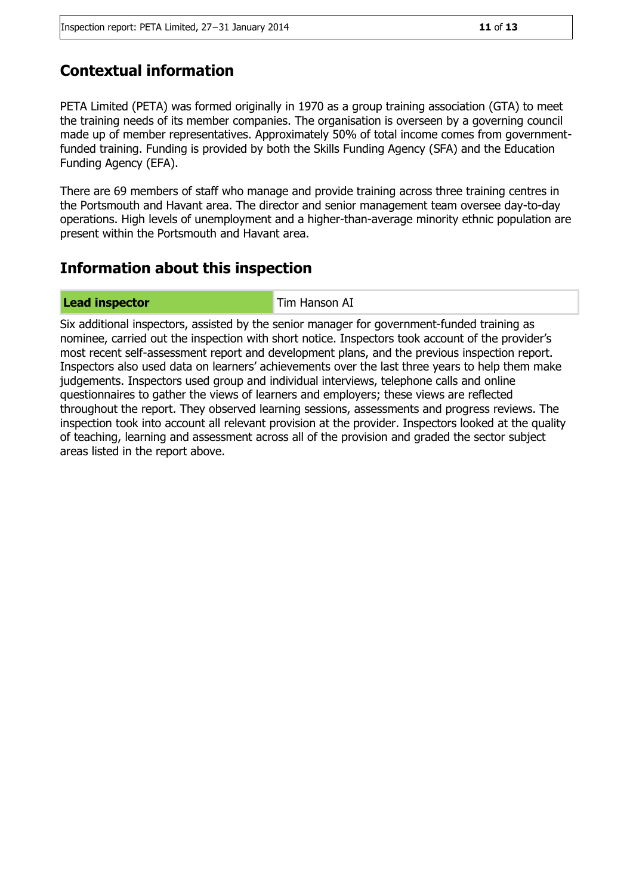## Contextual information

PETA Limited (PETA) was formed originally in 1970 as a group training association (GTA) to meet the training needs of its member companies. The organisation is overseen by a governing council made up of member representatives. Approximately 50% of total income comes from government-funded training. Funding is provided by both the Skills Funding Agency (SFA) and the Education Funding Agency (EFA).

There are 69 members of staff who manage and provide training across three training centres in the Portsmouth and Havant area. The director and senior management team oversee day-to-day operations. High levels of unemployment and a higher-than-average minority ethnic population are present within the Portsmouth and Havant area.

## Information about this inspection

| **Lead inspector** | Tim Hanson AI |
|---|---|

Six additional inspectors, assisted by the senior manager for government-funded training as nominee, carried out the inspection with short notice. Inspectors took account of the provider's most recent self-assessment report and development plans, and the previous inspection report. Inspectors also used data on learners' achievements over the last three years to help them make judgements. Inspectors used group and individual interviews, telephone calls and online questionnaires to gather the views of learners and employers; these views are reflected throughout the report. They observed learning sessions, assessments and progress reviews. The inspection took into account all relevant provision at the provider. Inspectors looked at the quality of teaching, learning and assessment across all of the provision and graded the sector subject areas listed in the report above.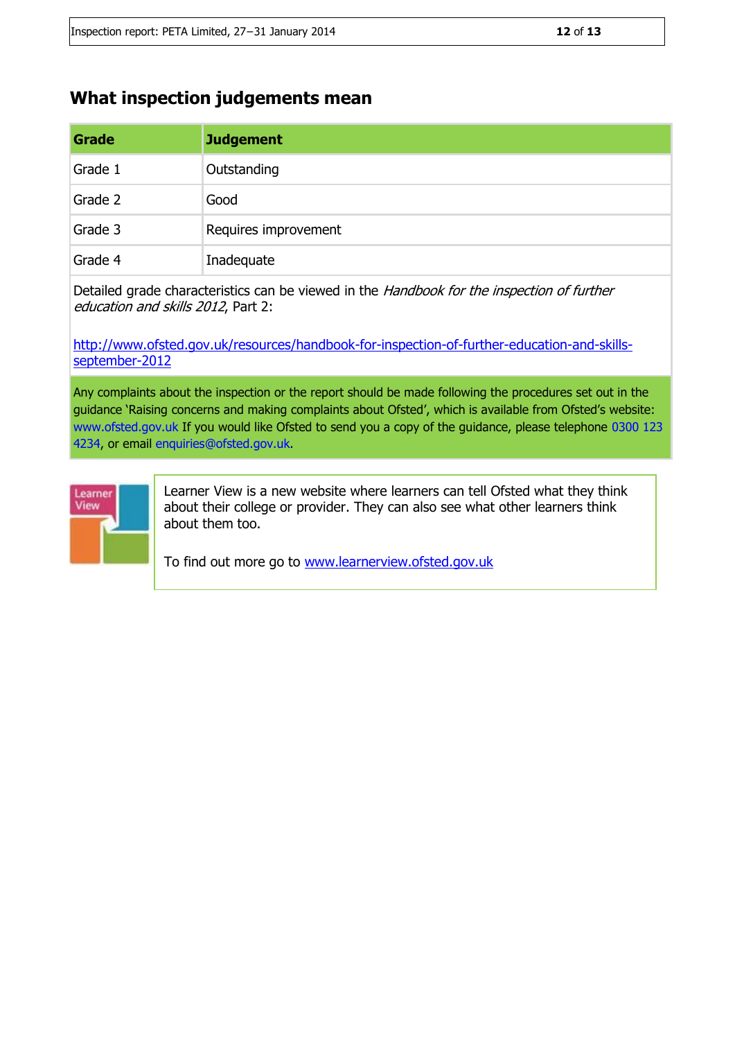## What inspection judgements mean

| Grade | Judgement |
|---|---|
| Grade 1 | Outstanding |
| Grade 2 | Good |
| Grade 3 | Requires improvement |
| Grade 4 | Inadequate |

Detailed grade characteristics can be viewed in the *Handbook for the inspection of further education and skills 2012*, Part 2:

http://www.ofsted.gov.uk/resources/handbook-for-inspection-of-further-education-and-skills-september-2012

Any complaints about the inspection or the report should be made following the procedures set out in the guidance 'Raising concerns and making complaints about Ofsted', which is available from Ofsted's website: www.ofsted.gov.uk If you would like Ofsted to send you a copy of the guidance, please telephone 0300 123 4234, or email enquiries@ofsted.gov.uk.

Learner View is a new website where learners can tell Ofsted what they think about their college or provider. They can also see what other learners think about them too.

To find out more go to www.learnerview.ofsted.gov.uk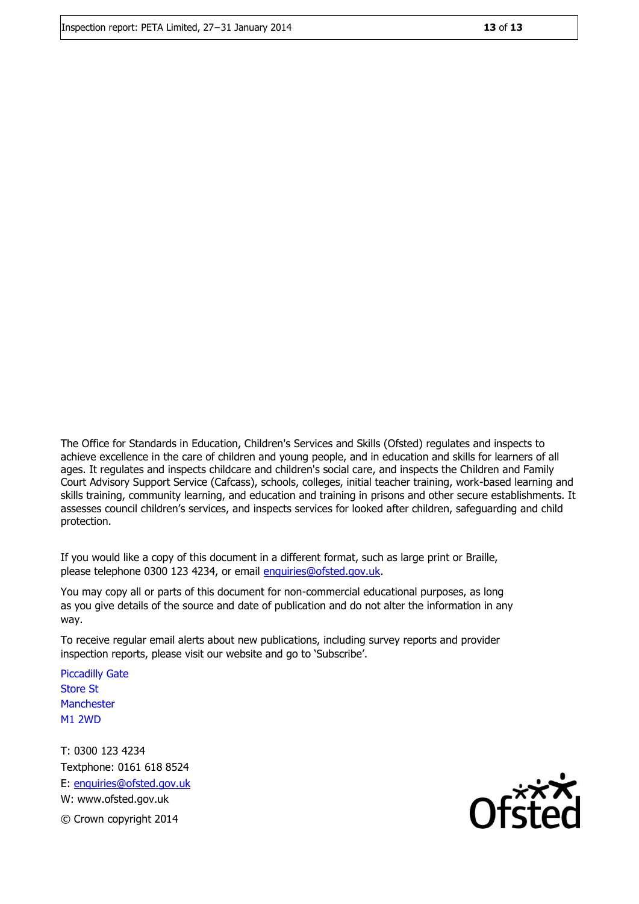The Office for Standards in Education, Children's Services and Skills (Ofsted) regulates and inspects to achieve excellence in the care of children and young people, and in education and skills for learners of all ages. It regulates and inspects childcare and children's social care, and inspects the Children and Family Court Advisory Support Service (Cafcass), schools, colleges, initial teacher training, work-based learning and skills training, community learning, and education and training in prisons and other secure establishments. It assesses council children's services, and inspects services for looked after children, safeguarding and child protection.

If you would like a copy of this document in a different format, such as large print or Braille, please telephone 0300 123 4234, or email enquiries@ofsted.gov.uk.

You may copy all or parts of this document for non-commercial educational purposes, as long as you give details of the source and date of publication and do not alter the information in any way.

To receive regular email alerts about new publications, including survey reports and provider inspection reports, please visit our website and go to 'Subscribe'.

Piccadilly Gate
Store St
Manchester
M1 2WD

T: 0300 123 4234
Textphone: 0161 618 8524
E: enquiries@ofsted.gov.uk
W: www.ofsted.gov.uk

© Crown copyright 2014

Ofsted